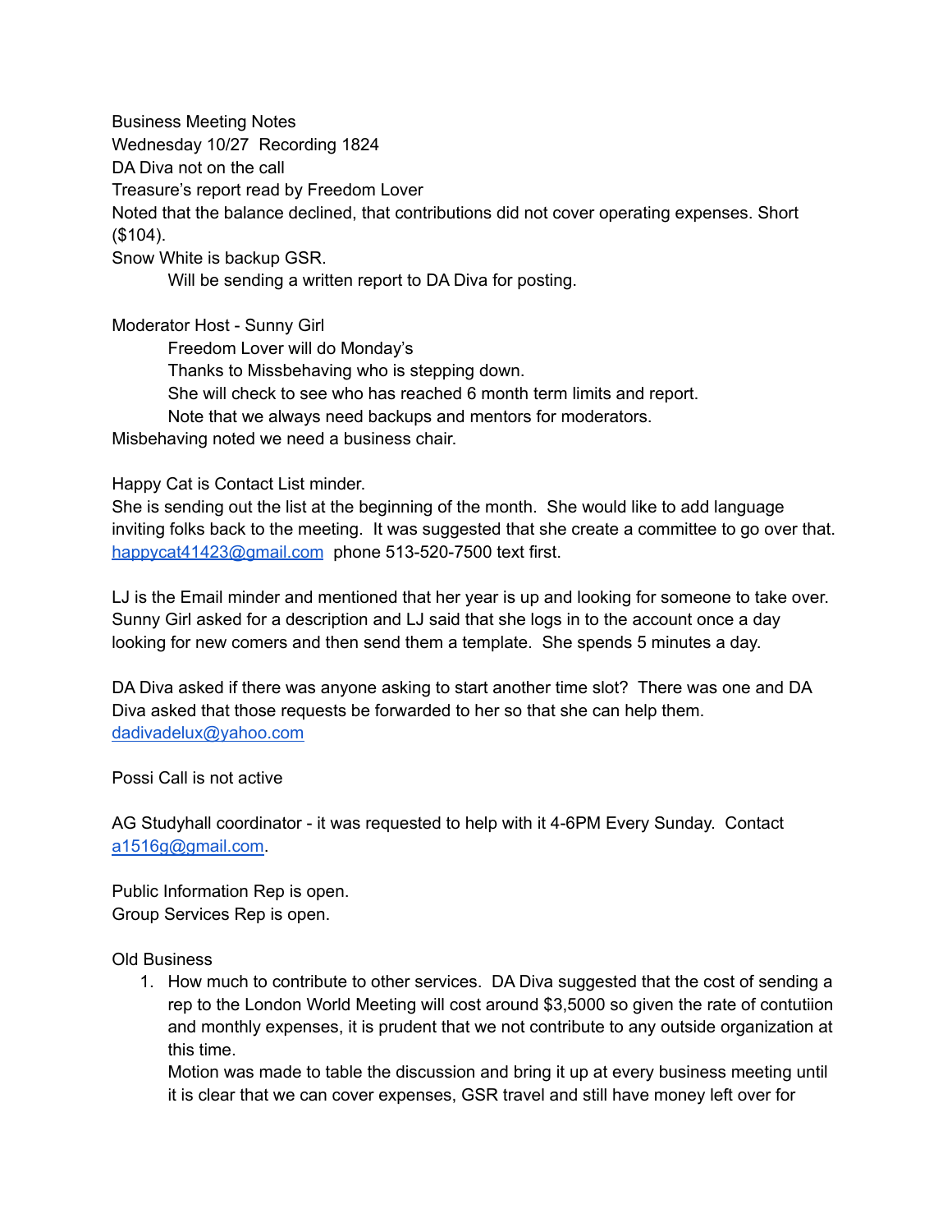Business Meeting Notes
Wednesday 10/27 Recording 1824
DA Diva not on the call
Treasure's report read by Freedom Lover
Noted that the balance declined, that contributions did not cover operating expenses. Short ($104).
Snow White is backup GSR.
    Will be sending a written report to DA Diva for posting.

Moderator Host - Sunny Girl
    Freedom Lover will do Monday's
    Thanks to Missbehaving who is stepping down.
    She will check to see who has reached 6 month term limits and report.
    Note that we always need backups and mentors for moderators.
Misbehaving noted we need a business chair.

Happy Cat is Contact List minder.
She is sending out the list at the beginning of the month. She would like to add language inviting folks back to the meeting. It was suggested that she create a committee to go over that.
happycat41423@gmail.com phone 513-520-7500 text first.

LJ is the Email minder and mentioned that her year is up and looking for someone to take over. Sunny Girl asked for a description and LJ said that she logs in to the account once a day looking for new comers and then send them a template. She spends 5 minutes a day.

DA Diva asked if there was anyone asking to start another time slot? There was one and DA Diva asked that those requests be forwarded to her so that she can help them.
dadivadelux@yahoo.com

Possi Call is not active

AG Studyhall coordinator - it was requested to help with it 4-6PM Every Sunday. Contact a1516g@gmail.com.

Public Information Rep is open.
Group Services Rep is open.

Old Business

1. How much to contribute to other services. DA Diva suggested that the cost of sending a rep to the London World Meeting will cost around $3,5000 so given the rate of contutiion and monthly expenses, it is prudent that we not contribute to any outside organization at this time.
   Motion was made to table the discussion and bring it up at every business meeting until it is clear that we can cover expenses, GSR travel and still have money left over for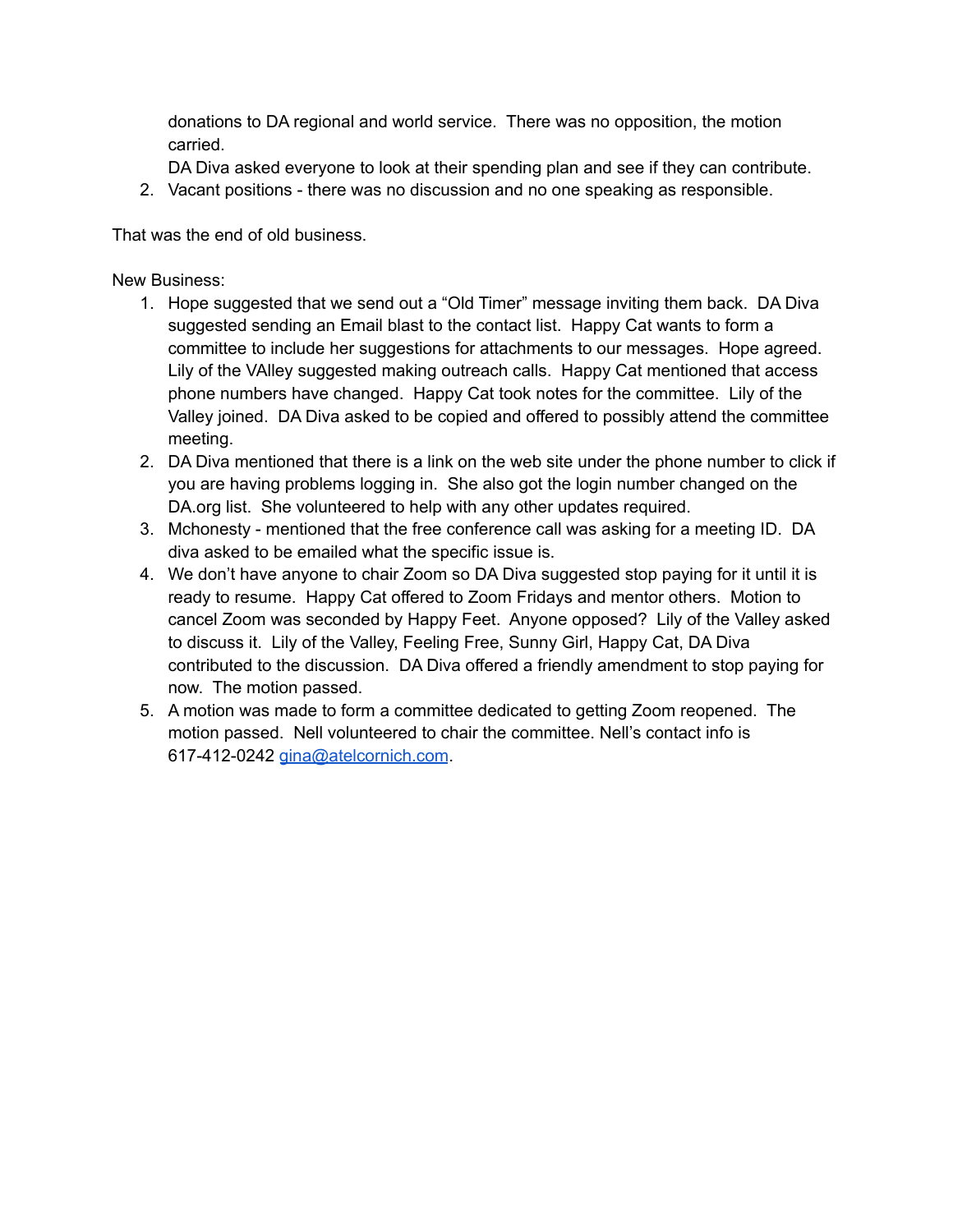donations to DA regional and world service. There was no opposition, the motion carried.
DA Diva asked everyone to look at their spending plan and see if they can contribute.
2. Vacant positions - there was no discussion and no one speaking as responsible.

That was the end of old business.

New Business:

1. Hope suggested that we send out a "Old Timer" message inviting them back. DA Diva suggested sending an Email blast to the contact list. Happy Cat wants to form a committee to include her suggestions for attachments to our messages. Hope agreed. Lily of the VAlley suggested making outreach calls. Happy Cat mentioned that access phone numbers have changed. Happy Cat took notes for the committee. Lily of the Valley joined. DA Diva asked to be copied and offered to possibly attend the committee meeting.
2. DA Diva mentioned that there is a link on the web site under the phone number to click if you are having problems logging in. She also got the login number changed on the DA.org list. She volunteered to help with any other updates required.
3. Mchonesty - mentioned that the free conference call was asking for a meeting ID. DA diva asked to be emailed what the specific issue is.
4. We don't have anyone to chair Zoom so DA Diva suggested stop paying for it until it is ready to resume. Happy Cat offered to Zoom Fridays and mentor others. Motion to cancel Zoom was seconded by Happy Feet. Anyone opposed? Lily of the Valley asked to discuss it. Lily of the Valley, Feeling Free, Sunny Girl, Happy Cat, DA Diva contributed to the discussion. DA Diva offered a friendly amendment to stop paying for now. The motion passed.
5. A motion was made to form a committee dedicated to getting Zoom reopened. The motion passed. Nell volunteered to chair the committee. Nell's contact info is 617-412-0242 [gina@atelcornich.com](mailto:gina@atelcornich.com).